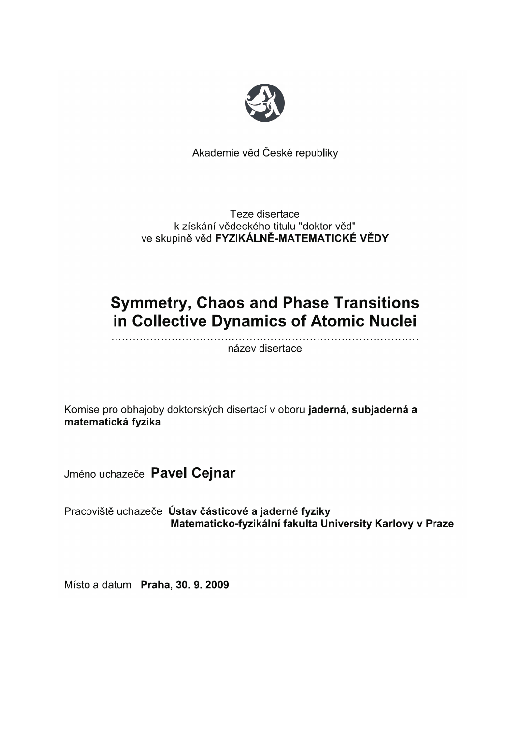Akademie věd České republiky

Teze disertace
k získání vědeckého titulu "doktor věd"
ve skupině věd **FYZIKÁLNĚ-MATEMATICKÉ VĚDY**

# Symmetry, Chaos and Phase Transitions in Collective Dynamics of Atomic Nuclei

……………………………………………………………………………

název disertace

Komise pro obhajoby doktorských disertací v oboru **jaderná, subjaderná a matematická fyzika**

Jméno uchazeče **Pavel Cejnar**

Pracoviště uchazeče **Ústav částicové a jaderné fyziky**
**Matematicko-fyzikální fakulta University Karlovy v Praze**

Místo a datum **Praha, 30. 9. 2009**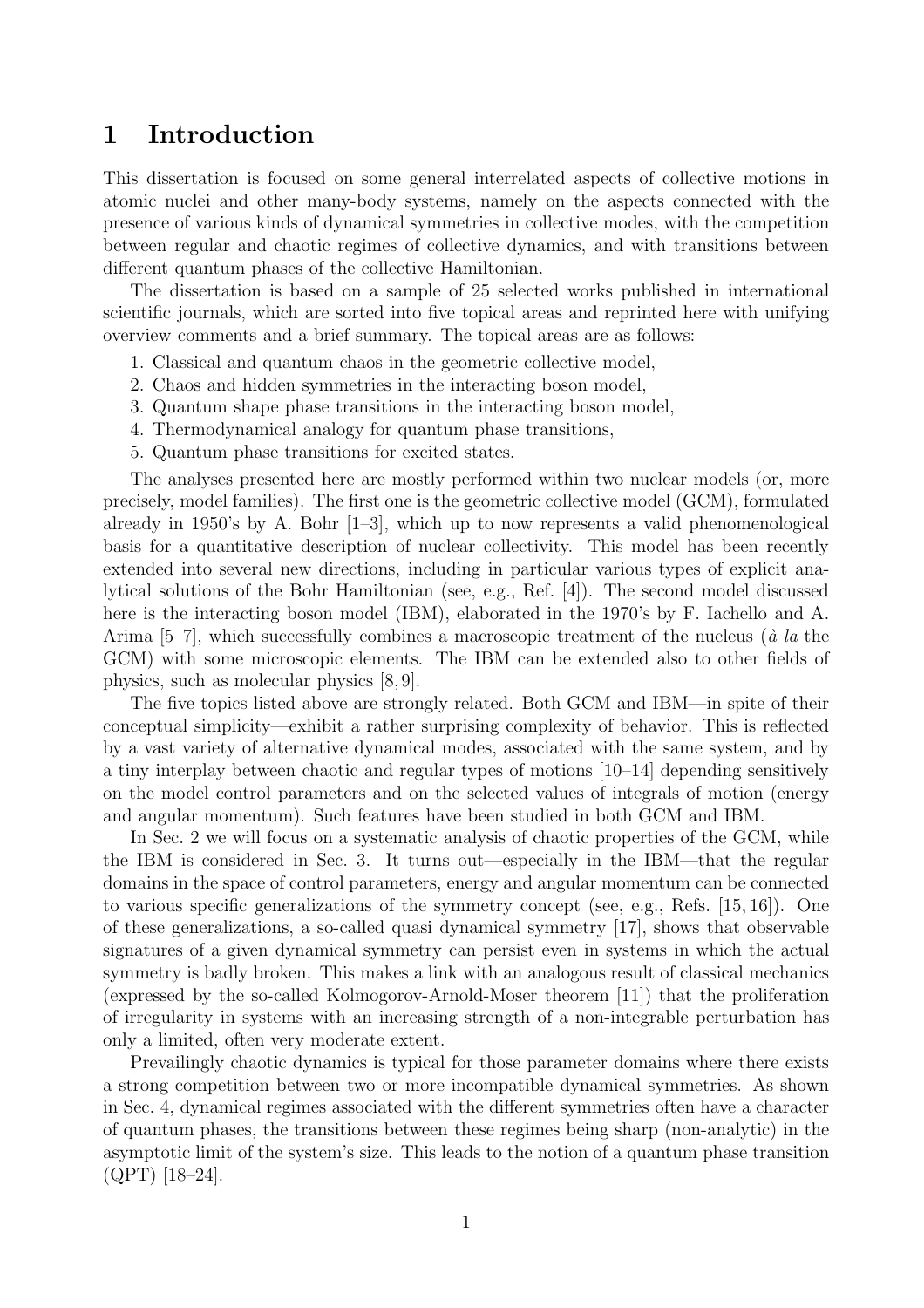# 1 Introduction

This dissertation is focused on some general interrelated aspects of collective motions in atomic nuclei and other many-body systems, namely on the aspects connected with the presence of various kinds of dynamical symmetries in collective modes, with the competition between regular and chaotic regimes of collective dynamics, and with transitions between different quantum phases of the collective Hamiltonian.

The dissertation is based on a sample of 25 selected works published in international scientific journals, which are sorted into five topical areas and reprinted here with unifying overview comments and a brief summary. The topical areas are as follows:

1. Classical and quantum chaos in the geometric collective model,
2. Chaos and hidden symmetries in the interacting boson model,
3. Quantum shape phase transitions in the interacting boson model,
4. Thermodynamical analogy for quantum phase transitions,
5. Quantum phase transitions for excited states.

The analyses presented here are mostly performed within two nuclear models (or, more precisely, model families). The first one is the geometric collective model (GCM), formulated already in 1950's by A. Bohr [1–3], which up to now represents a valid phenomenological basis for a quantitative description of nuclear collectivity. This model has been recently extended into several new directions, including in particular various types of explicit analytical solutions of the Bohr Hamiltonian (see, e.g., Ref. [4]). The second model discussed here is the interacting boson model (IBM), elaborated in the 1970's by F. Iachello and A. Arima [5–7], which successfully combines a macroscopic treatment of the nucleus (*à la* the GCM) with some microscopic elements. The IBM can be extended also to other fields of physics, such as molecular physics [8, 9].

The five topics listed above are strongly related. Both GCM and IBM—in spite of their conceptual simplicity—exhibit a rather surprising complexity of behavior. This is reflected by a vast variety of alternative dynamical modes, associated with the same system, and by a tiny interplay between chaotic and regular types of motions [10–14] depending sensitively on the model control parameters and on the selected values of integrals of motion (energy and angular momentum). Such features have been studied in both GCM and IBM.

In Sec. 2 we will focus on a systematic analysis of chaotic properties of the GCM, while the IBM is considered in Sec. 3. It turns out—especially in the IBM—that the regular domains in the space of control parameters, energy and angular momentum can be connected to various specific generalizations of the symmetry concept (see, e.g., Refs. [15, 16]). One of these generalizations, a so-called quasi dynamical symmetry [17], shows that observable signatures of a given dynamical symmetry can persist even in systems in which the actual symmetry is badly broken. This makes a link with an analogous result of classical mechanics (expressed by the so-called Kolmogorov-Arnold-Moser theorem [11]) that the proliferation of irregularity in systems with an increasing strength of a non-integrable perturbation has only a limited, often very moderate extent.

Prevailingly chaotic dynamics is typical for those parameter domains where there exists a strong competition between two or more incompatible dynamical symmetries. As shown in Sec. 4, dynamical regimes associated with the different symmetries often have a character of quantum phases, the transitions between these regimes being sharp (non-analytic) in the asymptotic limit of the system's size. This leads to the notion of a quantum phase transition (QPT) [18–24].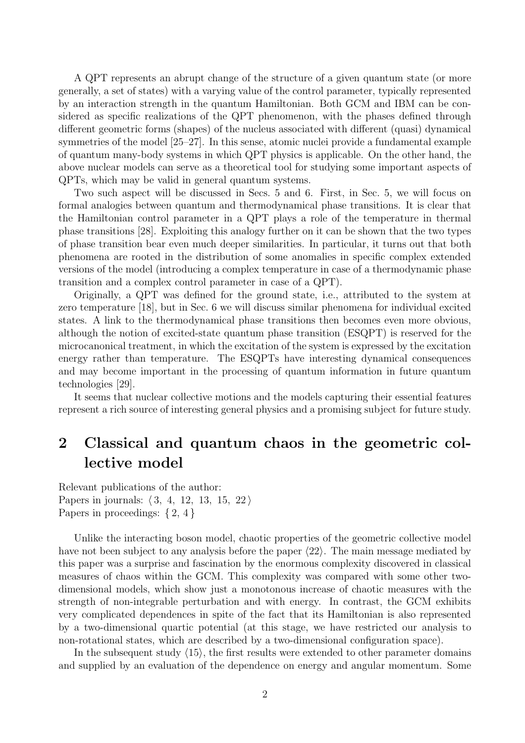A QPT represents an abrupt change of the structure of a given quantum state (or more generally, a set of states) with a varying value of the control parameter, typically represented by an interaction strength in the quantum Hamiltonian. Both GCM and IBM can be considered as specific realizations of the QPT phenomenon, with the phases defined through different geometric forms (shapes) of the nucleus associated with different (quasi) dynamical symmetries of the model [25–27]. In this sense, atomic nuclei provide a fundamental example of quantum many-body systems in which QPT physics is applicable. On the other hand, the above nuclear models can serve as a theoretical tool for studying some important aspects of QPTs, which may be valid in general quantum systems.

Two such aspect will be discussed in Secs. 5 and 6. First, in Sec. 5, we will focus on formal analogies between quantum and thermodynamical phase transitions. It is clear that the Hamiltonian control parameter in a QPT plays a role of the temperature in thermal phase transitions [28]. Exploiting this analogy further on it can be shown that the two types of phase transition bear even much deeper similarities. In particular, it turns out that both phenomena are rooted in the distribution of some anomalies in specific complex extended versions of the model (introducing a complex temperature in case of a thermodynamic phase transition and a complex control parameter in case of a QPT).

Originally, a QPT was defined for the ground state, i.e., attributed to the system at zero temperature [18], but in Sec. 6 we will discuss similar phenomena for individual excited states. A link to the thermodynamical phase transitions then becomes even more obvious, although the notion of excited-state quantum phase transition (ESQPT) is reserved for the microcanonical treatment, in which the excitation of the system is expressed by the excitation energy rather than temperature. The ESQPTs have interesting dynamical consequences and may become important in the processing of quantum information in future quantum technologies [29].

It seems that nuclear collective motions and the models capturing their essential features represent a rich source of interesting general physics and a promising subject for future study.

# 2 Classical and quantum chaos in the geometric collective model

Relevant publications of the author:
Papers in journals: ⟨ 3, 4, 12, 13, 15, 22 ⟩
Papers in proceedings: { 2, 4 }

Unlike the interacting boson model, chaotic properties of the geometric collective model have not been subject to any analysis before the paper ⟨22⟩. The main message mediated by this paper was a surprise and fascination by the enormous complexity discovered in classical measures of chaos within the GCM. This complexity was compared with some other two-dimensional models, which show just a monotonous increase of chaotic measures with the strength of non-integrable perturbation and with energy. In contrast, the GCM exhibits very complicated dependences in spite of the fact that its Hamiltonian is also represented by a two-dimensional quartic potential (at this stage, we have restricted our analysis to non-rotational states, which are described by a two-dimensional configuration space).

In the subsequent study ⟨15⟩, the first results were extended to other parameter domains and supplied by an evaluation of the dependence on energy and angular momentum. Some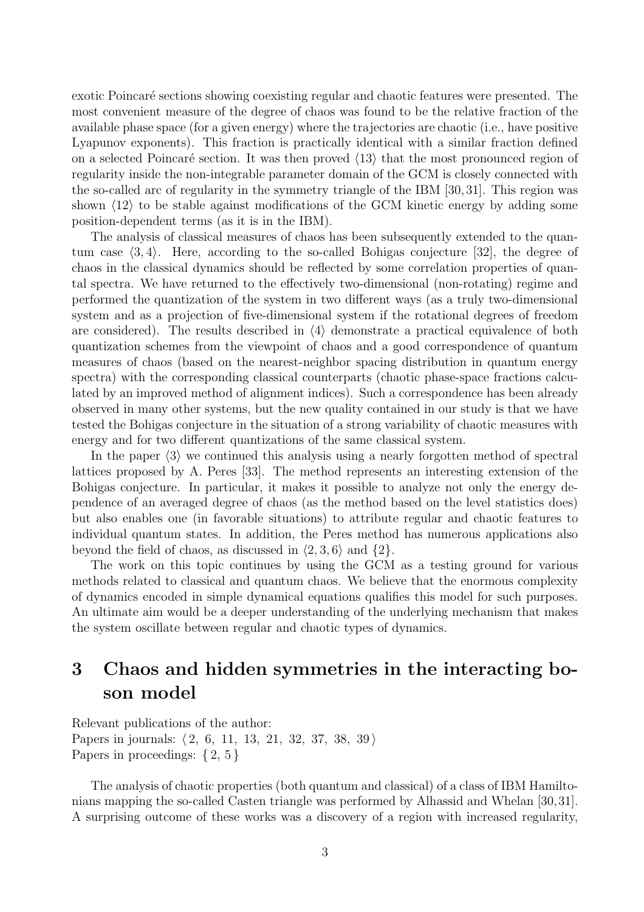exotic Poincaré sections showing coexisting regular and chaotic features were presented. The most convenient measure of the degree of chaos was found to be the relative fraction of the available phase space (for a given energy) where the trajectories are chaotic (i.e., have positive Lyapunov exponents). This fraction is practically identical with a similar fraction defined on a selected Poincaré section. It was then proved ⟨13⟩ that the most pronounced region of regularity inside the non-integrable parameter domain of the GCM is closely connected with the so-called arc of regularity in the symmetry triangle of the IBM [30, 31]. This region was shown ⟨12⟩ to be stable against modifications of the GCM kinetic energy by adding some position-dependent terms (as it is in the IBM).

The analysis of classical measures of chaos has been subsequently extended to the quantum case ⟨3, 4⟩. Here, according to the so-called Bohigas conjecture [32], the degree of chaos in the classical dynamics should be reflected by some correlation properties of quantal spectra. We have returned to the effectively two-dimensional (non-rotating) regime and performed the quantization of the system in two different ways (as a truly two-dimensional system and as a projection of five-dimensional system if the rotational degrees of freedom are considered). The results described in ⟨4⟩ demonstrate a practical equivalence of both quantization schemes from the viewpoint of chaos and a good correspondence of quantum measures of chaos (based on the nearest-neighbor spacing distribution in quantum energy spectra) with the corresponding classical counterparts (chaotic phase-space fractions calculated by an improved method of alignment indices). Such a correspondence has been already observed in many other systems, but the new quality contained in our study is that we have tested the Bohigas conjecture in the situation of a strong variability of chaotic measures with energy and for two different quantizations of the same classical system.

In the paper ⟨3⟩ we continued this analysis using a nearly forgotten method of spectral lattices proposed by A. Peres [33]. The method represents an interesting extension of the Bohigas conjecture. In particular, it makes it possible to analyze not only the energy dependence of an averaged degree of chaos (as the method based on the level statistics does) but also enables one (in favorable situations) to attribute regular and chaotic features to individual quantum states. In addition, the Peres method has numerous applications also beyond the field of chaos, as discussed in ⟨2, 3, 6⟩ and {2}.

The work on this topic continues by using the GCM as a testing ground for various methods related to classical and quantum chaos. We believe that the enormous complexity of dynamics encoded in simple dynamical equations qualifies this model for such purposes. An ultimate aim would be a deeper understanding of the underlying mechanism that makes the system oscillate between regular and chaotic types of dynamics.

# 3 Chaos and hidden symmetries in the interacting boson model

Relevant publications of the author:
Papers in journals: ⟨ 2, 6, 11, 13, 21, 32, 37, 38, 39 ⟩
Papers in proceedings: { 2, 5 }

The analysis of chaotic properties (both quantum and classical) of a class of IBM Hamiltonians mapping the so-called Casten triangle was performed by Alhassid and Whelan [30, 31]. A surprising outcome of these works was a discovery of a region with increased regularity,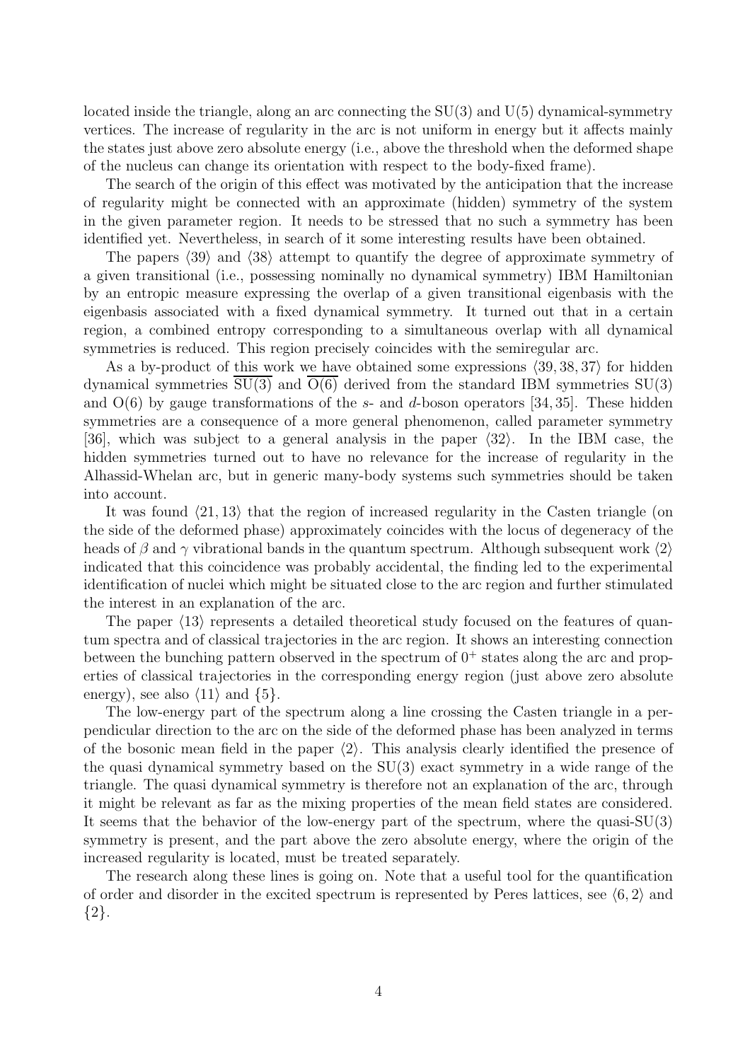located inside the triangle, along an arc connecting the SU(3) and U(5) dynamical-symmetry vertices. The increase of regularity in the arc is not uniform in energy but it affects mainly the states just above zero absolute energy (i.e., above the threshold when the deformed shape of the nucleus can change its orientation with respect to the body-fixed frame).

The search of the origin of this effect was motivated by the anticipation that the increase of regularity might be connected with an approximate (hidden) symmetry of the system in the given parameter region. It needs to be stressed that no such a symmetry has been identified yet. Nevertheless, in search of it some interesting results have been obtained.

The papers ⟨39⟩ and ⟨38⟩ attempt to quantify the degree of approximate symmetry of a given transitional (i.e., possessing nominally no dynamical symmetry) IBM Hamiltonian by an entropic measure expressing the overlap of a given transitional eigenbasis with the eigenbasis associated with a fixed dynamical symmetry. It turned out that in a certain region, a combined entropy corresponding to a simultaneous overlap with all dynamical symmetries is reduced. This region precisely coincides with the semiregular arc.

As a by-product of this work we have obtained some expressions ⟨39, 38, 37⟩ for hidden dynamical symmetries $\overline{\mathrm{SU}(3)}$ and $\overline{\mathrm{O}(6)}$ derived from the standard IBM symmetries SU(3) and O(6) by gauge transformations of the $s$- and $d$-boson operators [34, 35]. These hidden symmetries are a consequence of a more general phenomenon, called parameter symmetry [36], which was subject to a general analysis in the paper ⟨32⟩. In the IBM case, the hidden symmetries turned out to have no relevance for the increase of regularity in the Alhassid-Whelan arc, but in generic many-body systems such symmetries should be taken into account.

It was found ⟨21, 13⟩ that the region of increased regularity in the Casten triangle (on the side of the deformed phase) approximately coincides with the locus of degeneracy of the heads of $\beta$ and $\gamma$ vibrational bands in the quantum spectrum. Although subsequent work ⟨2⟩ indicated that this coincidence was probably accidental, the finding led to the experimental identification of nuclei which might be situated close to the arc region and further stimulated the interest in an explanation of the arc.

The paper ⟨13⟩ represents a detailed theoretical study focused on the features of quantum spectra and of classical trajectories in the arc region. It shows an interesting connection between the bunching pattern observed in the spectrum of $0^+$ states along the arc and properties of classical trajectories in the corresponding energy region (just above zero absolute energy), see also ⟨11⟩ and {5}.

The low-energy part of the spectrum along a line crossing the Casten triangle in a perpendicular direction to the arc on the side of the deformed phase has been analyzed in terms of the bosonic mean field in the paper ⟨2⟩. This analysis clearly identified the presence of the quasi dynamical symmetry based on the SU(3) exact symmetry in a wide range of the triangle. The quasi dynamical symmetry is therefore not an explanation of the arc, through it might be relevant as far as the mixing properties of the mean field states are considered. It seems that the behavior of the low-energy part of the spectrum, where the quasi-SU(3) symmetry is present, and the part above the zero absolute energy, where the origin of the increased regularity is located, must be treated separately.

The research along these lines is going on. Note that a useful tool for the quantification of order and disorder in the excited spectrum is represented by Peres lattices, see ⟨6, 2⟩ and {2}.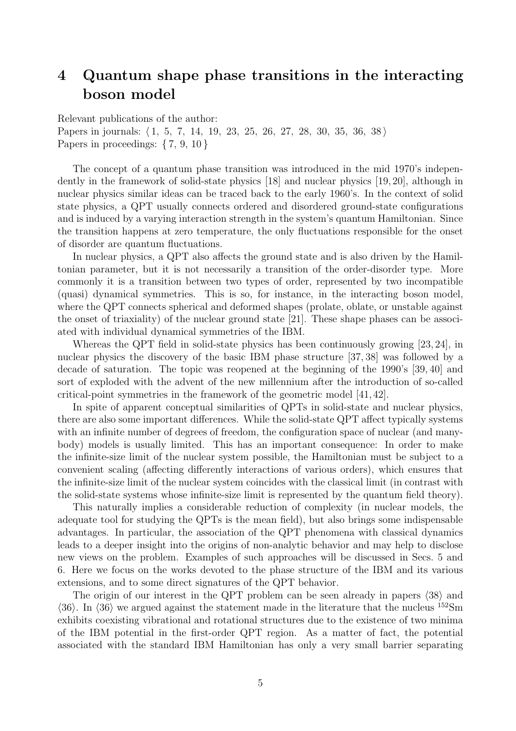# 4 Quantum shape phase transitions in the interacting boson model

Relevant publications of the author:
Papers in journals: ⟨ 1, 5, 7, 14, 19, 23, 25, 26, 27, 28, 30, 35, 36, 38 ⟩
Papers in proceedings: { 7, 9, 10 }

The concept of a quantum phase transition was introduced in the mid 1970's independently in the framework of solid-state physics [18] and nuclear physics [19, 20], although in nuclear physics similar ideas can be traced back to the early 1960's. In the context of solid state physics, a QPT usually connects ordered and disordered ground-state configurations and is induced by a varying interaction strength in the system's quantum Hamiltonian. Since the transition happens at zero temperature, the only fluctuations responsible for the onset of disorder are quantum fluctuations.

In nuclear physics, a QPT also affects the ground state and is also driven by the Hamiltonian parameter, but it is not necessarily a transition of the order-disorder type. More commonly it is a transition between two types of order, represented by two incompatible (quasi) dynamical symmetries. This is so, for instance, in the interacting boson model, where the QPT connects spherical and deformed shapes (prolate, oblate, or unstable against the onset of triaxiality) of the nuclear ground state [21]. These shape phases can be associated with individual dynamical symmetries of the IBM.

Whereas the QPT field in solid-state physics has been continuously growing [23, 24], in nuclear physics the discovery of the basic IBM phase structure [37, 38] was followed by a decade of saturation. The topic was reopened at the beginning of the 1990's [39, 40] and sort of exploded with the advent of the new millennium after the introduction of so-called critical-point symmetries in the framework of the geometric model [41, 42].

In spite of apparent conceptual similarities of QPTs in solid-state and nuclear physics, there are also some important differences. While the solid-state QPT affect typically systems with an infinite number of degrees of freedom, the configuration space of nuclear (and many-body) models is usually limited. This has an important consequence: In order to make the infinite-size limit of the nuclear system possible, the Hamiltonian must be subject to a convenient scaling (affecting differently interactions of various orders), which ensures that the infinite-size limit of the nuclear system coincides with the classical limit (in contrast with the solid-state systems whose infinite-size limit is represented by the quantum field theory).

This naturally implies a considerable reduction of complexity (in nuclear models, the adequate tool for studying the QPTs is the mean field), but also brings some indispensable advantages. In particular, the association of the QPT phenomena with classical dynamics leads to a deeper insight into the origins of non-analytic behavior and may help to disclose new views on the problem. Examples of such approaches will be discussed in Secs. 5 and 6. Here we focus on the works devoted to the phase structure of the IBM and its various extensions, and to some direct signatures of the QPT behavior.

The origin of our interest in the QPT problem can be seen already in papers ⟨38⟩ and ⟨36⟩. In ⟨36⟩ we argued against the statement made in the literature that the nucleus $^{152}$Sm exhibits coexisting vibrational and rotational structures due to the existence of two minima of the IBM potential in the first-order QPT region. As a matter of fact, the potential associated with the standard IBM Hamiltonian has only a very small barrier separating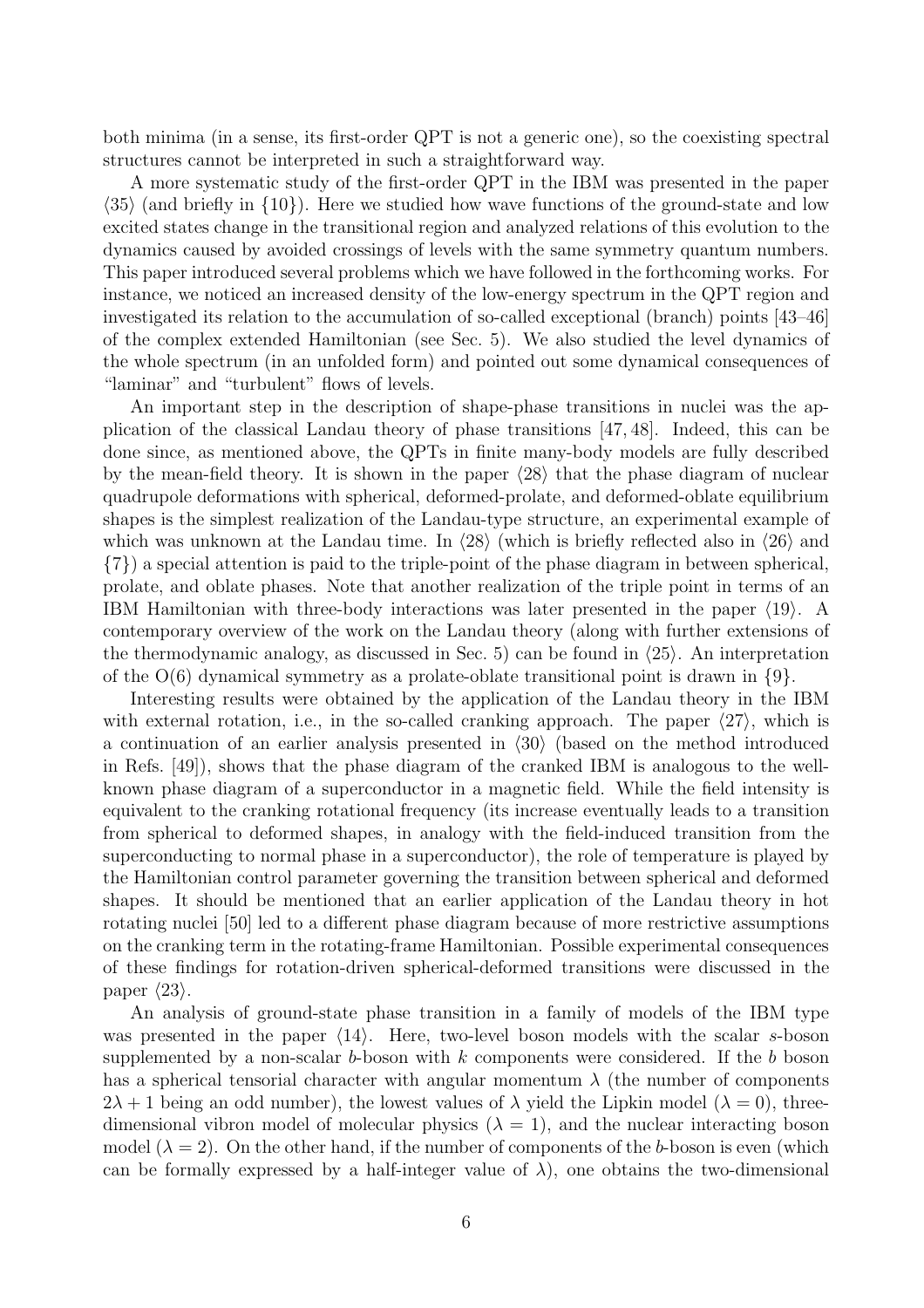both minima (in a sense, its first-order QPT is not a generic one), so the coexisting spectral structures cannot be interpreted in such a straightforward way.

A more systematic study of the first-order QPT in the IBM was presented in the paper ⟨35⟩ (and briefly in {10}). Here we studied how wave functions of the ground-state and low excited states change in the transitional region and analyzed relations of this evolution to the dynamics caused by avoided crossings of levels with the same symmetry quantum numbers. This paper introduced several problems which we have followed in the forthcoming works. For instance, we noticed an increased density of the low-energy spectrum in the QPT region and investigated its relation to the accumulation of so-called exceptional (branch) points [43–46] of the complex extended Hamiltonian (see Sec. 5). We also studied the level dynamics of the whole spectrum (in an unfolded form) and pointed out some dynamical consequences of "laminar" and "turbulent" flows of levels.

An important step in the description of shape-phase transitions in nuclei was the application of the classical Landau theory of phase transitions [47, 48]. Indeed, this can be done since, as mentioned above, the QPTs in finite many-body models are fully described by the mean-field theory. It is shown in the paper ⟨28⟩ that the phase diagram of nuclear quadrupole deformations with spherical, deformed-prolate, and deformed-oblate equilibrium shapes is the simplest realization of the Landau-type structure, an experimental example of which was unknown at the Landau time. In ⟨28⟩ (which is briefly reflected also in ⟨26⟩ and {7}) a special attention is paid to the triple-point of the phase diagram in between spherical, prolate, and oblate phases. Note that another realization of the triple point in terms of an IBM Hamiltonian with three-body interactions was later presented in the paper ⟨19⟩. A contemporary overview of the work on the Landau theory (along with further extensions of the thermodynamic analogy, as discussed in Sec. 5) can be found in ⟨25⟩. An interpretation of the O(6) dynamical symmetry as a prolate-oblate transitional point is drawn in {9}.

Interesting results were obtained by the application of the Landau theory in the IBM with external rotation, i.e., in the so-called cranking approach. The paper ⟨27⟩, which is a continuation of an earlier analysis presented in ⟨30⟩ (based on the method introduced in Refs. [49]), shows that the phase diagram of the cranked IBM is analogous to the well-known phase diagram of a superconductor in a magnetic field. While the field intensity is equivalent to the cranking rotational frequency (its increase eventually leads to a transition from spherical to deformed shapes, in analogy with the field-induced transition from the superconducting to normal phase in a superconductor), the role of temperature is played by the Hamiltonian control parameter governing the transition between spherical and deformed shapes. It should be mentioned that an earlier application of the Landau theory in hot rotating nuclei [50] led to a different phase diagram because of more restrictive assumptions on the cranking term in the rotating-frame Hamiltonian. Possible experimental consequences of these findings for rotation-driven spherical-deformed transitions were discussed in the paper ⟨23⟩.

An analysis of ground-state phase transition in a family of models of the IBM type was presented in the paper ⟨14⟩. Here, two-level boson models with the scalar $s$-boson supplemented by a non-scalar $b$-boson with $k$ components were considered. If the $b$ boson has a spherical tensorial character with angular momentum $\lambda$ (the number of components $2\lambda + 1$ being an odd number), the lowest values of $\lambda$ yield the Lipkin model ($\lambda = 0$), three-dimensional vibron model of molecular physics ($\lambda = 1$), and the nuclear interacting boson model ($\lambda = 2$). On the other hand, if the number of components of the $b$-boson is even (which can be formally expressed by a half-integer value of $\lambda$), one obtains the two-dimensional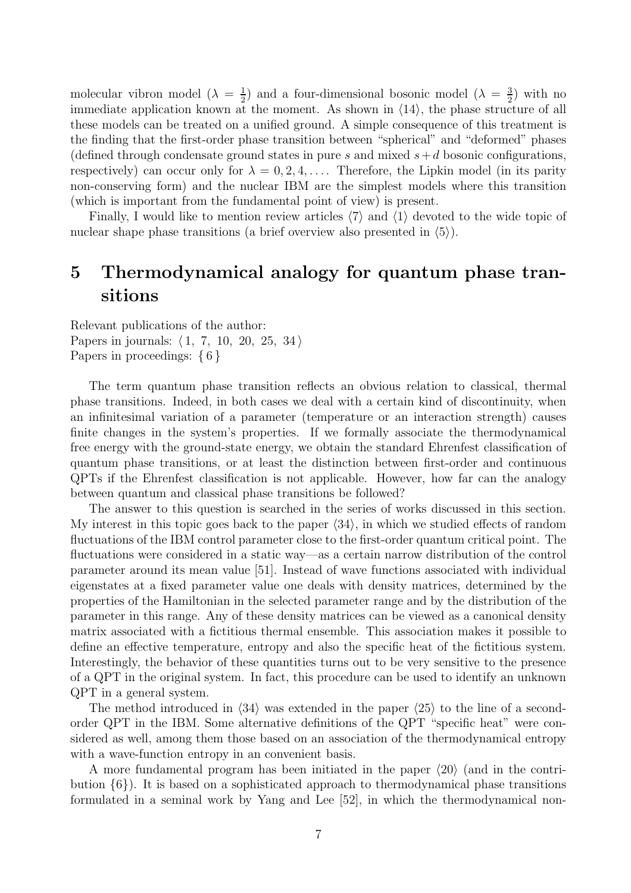molecular vibron model ($\lambda = \frac{1}{2}$) and a four-dimensional bosonic model ($\lambda = \frac{3}{2}$) with no immediate application known at the moment. As shown in ⟨14⟩, the phase structure of all these models can be treated on a unified ground. A simple consequence of this treatment is the finding that the first-order phase transition between "spherical" and "deformed" phases (defined through condensate ground states in pure $s$ and mixed $s+d$ bosonic configurations, respectively) can occur only for $\lambda = 0, 2, 4, \ldots$. Therefore, the Lipkin model (in its parity non-conserving form) and the nuclear IBM are the simplest models where this transition (which is important from the fundamental point of view) is present.

Finally, I would like to mention review articles ⟨7⟩ and ⟨1⟩ devoted to the wide topic of nuclear shape phase transitions (a brief overview also presented in ⟨5⟩).

# 5 Thermodynamical analogy for quantum phase transitions

Relevant publications of the author:
Papers in journals: ⟨ 1, 7, 10, 20, 25, 34 ⟩
Papers in proceedings: { 6 }

The term quantum phase transition reflects an obvious relation to classical, thermal phase transitions. Indeed, in both cases we deal with a certain kind of discontinuity, when an infinitesimal variation of a parameter (temperature or an interaction strength) causes finite changes in the system's properties. If we formally associate the thermodynamical free energy with the ground-state energy, we obtain the standard Ehrenfest classification of quantum phase transitions, or at least the distinction between first-order and continuous QPTs if the Ehrenfest classification is not applicable. However, how far can the analogy between quantum and classical phase transitions be followed?

The answer to this question is searched in the series of works discussed in this section. My interest in this topic goes back to the paper ⟨34⟩, in which we studied effects of random fluctuations of the IBM control parameter close to the first-order quantum critical point. The fluctuations were considered in a static way—as a certain narrow distribution of the control parameter around its mean value [51]. Instead of wave functions associated with individual eigenstates at a fixed parameter value one deals with density matrices, determined by the properties of the Hamiltonian in the selected parameter range and by the distribution of the parameter in this range. Any of these density matrices can be viewed as a canonical density matrix associated with a fictitious thermal ensemble. This association makes it possible to define an effective temperature, entropy and also the specific heat of the fictitious system. Interestingly, the behavior of these quantities turns out to be very sensitive to the presence of a QPT in the original system. In fact, this procedure can be used to identify an unknown QPT in a general system.

The method introduced in ⟨34⟩ was extended in the paper ⟨25⟩ to the line of a second-order QPT in the IBM. Some alternative definitions of the QPT "specific heat" were considered as well, among them those based on an association of the thermodynamical entropy with a wave-function entropy in an convenient basis.

A more fundamental program has been initiated in the paper ⟨20⟩ (and in the contribution {6}). It is based on a sophisticated approach to thermodynamical phase transitions formulated in a seminal work by Yang and Lee [52], in which the thermodynamical non-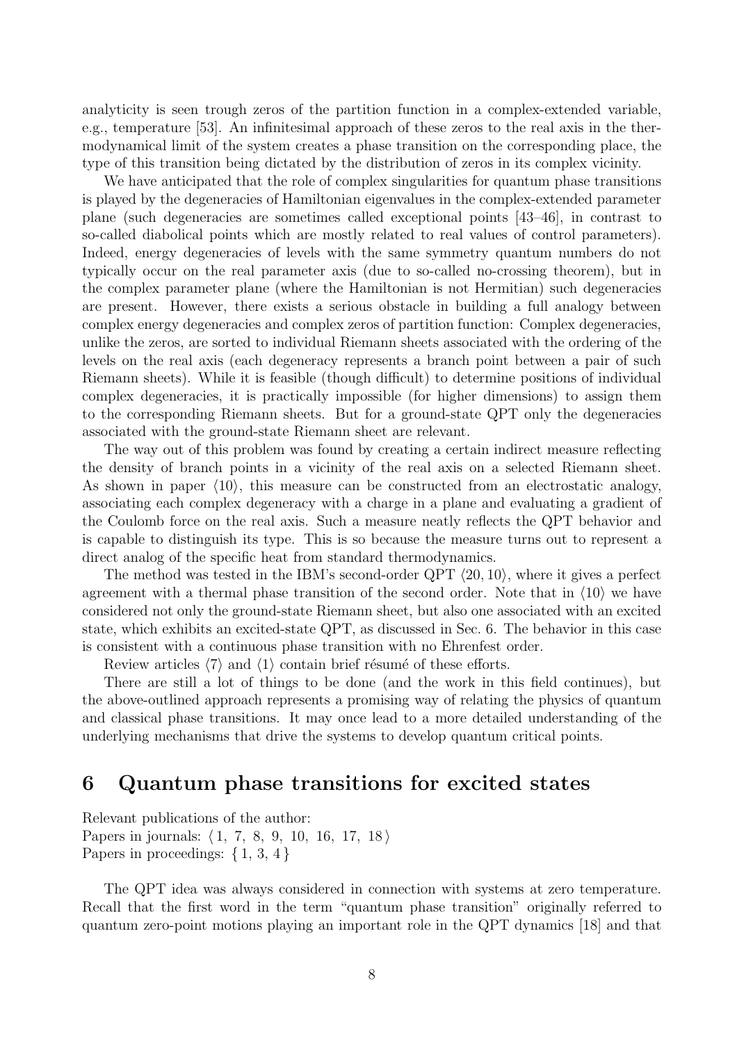analyticity is seen trough zeros of the partition function in a complex-extended variable, e.g., temperature [53]. An infinitesimal approach of these zeros to the real axis in the thermodynamical limit of the system creates a phase transition on the corresponding place, the type of this transition being dictated by the distribution of zeros in its complex vicinity.

We have anticipated that the role of complex singularities for quantum phase transitions is played by the degeneracies of Hamiltonian eigenvalues in the complex-extended parameter plane (such degeneracies are sometimes called exceptional points [43–46], in contrast to so-called diabolical points which are mostly related to real values of control parameters). Indeed, energy degeneracies of levels with the same symmetry quantum numbers do not typically occur on the real parameter axis (due to so-called no-crossing theorem), but in the complex parameter plane (where the Hamiltonian is not Hermitian) such degeneracies are present. However, there exists a serious obstacle in building a full analogy between complex energy degeneracies and complex zeros of partition function: Complex degeneracies, unlike the zeros, are sorted to individual Riemann sheets associated with the ordering of the levels on the real axis (each degeneracy represents a branch point between a pair of such Riemann sheets). While it is feasible (though difficult) to determine positions of individual complex degeneracies, it is practically impossible (for higher dimensions) to assign them to the corresponding Riemann sheets. But for a ground-state QPT only the degeneracies associated with the ground-state Riemann sheet are relevant.

The way out of this problem was found by creating a certain indirect measure reflecting the density of branch points in a vicinity of the real axis on a selected Riemann sheet. As shown in paper ⟨10⟩, this measure can be constructed from an electrostatic analogy, associating each complex degeneracy with a charge in a plane and evaluating a gradient of the Coulomb force on the real axis. Such a measure neatly reflects the QPT behavior and is capable to distinguish its type. This is so because the measure turns out to represent a direct analog of the specific heat from standard thermodynamics.

The method was tested in the IBM's second-order QPT ⟨20, 10⟩, where it gives a perfect agreement with a thermal phase transition of the second order. Note that in ⟨10⟩ we have considered not only the ground-state Riemann sheet, but also one associated with an excited state, which exhibits an excited-state QPT, as discussed in Sec. 6. The behavior in this case is consistent with a continuous phase transition with no Ehrenfest order.

Review articles ⟨7⟩ and ⟨1⟩ contain brief résumé of these efforts.

There are still a lot of things to be done (and the work in this field continues), but the above-outlined approach represents a promising way of relating the physics of quantum and classical phase transitions. It may once lead to a more detailed understanding of the underlying mechanisms that drive the systems to develop quantum critical points.

## 6 Quantum phase transitions for excited states

Relevant publications of the author:
Papers in journals: ⟨ 1, 7, 8, 9, 10, 16, 17, 18 ⟩
Papers in proceedings: { 1, 3, 4 }

The QPT idea was always considered in connection with systems at zero temperature. Recall that the first word in the term "quantum phase transition" originally referred to quantum zero-point motions playing an important role in the QPT dynamics [18] and that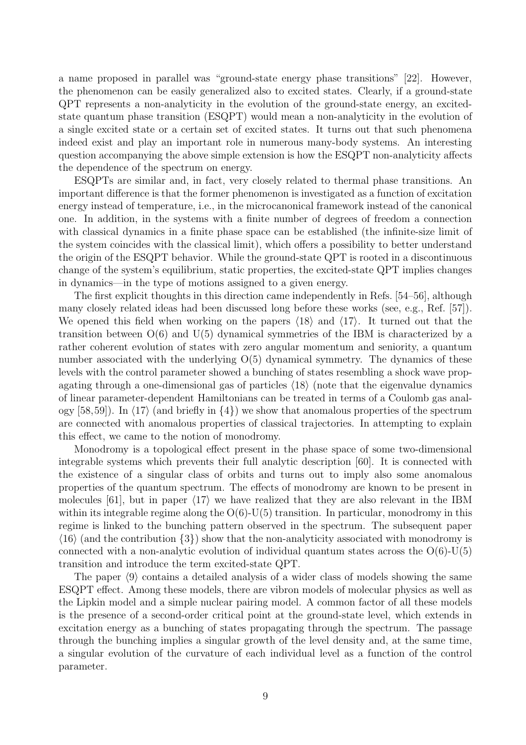a name proposed in parallel was "ground-state energy phase transitions" [22]. However, the phenomenon can be easily generalized also to excited states. Clearly, if a ground-state QPT represents a non-analyticity in the evolution of the ground-state energy, an excited-state quantum phase transition (ESQPT) would mean a non-analyticity in the evolution of a single excited state or a certain set of excited states. It turns out that such phenomena indeed exist and play an important role in numerous many-body systems. An interesting question accompanying the above simple extension is how the ESQPT non-analyticity affects the dependence of the spectrum on energy.

ESQPTs are similar and, in fact, very closely related to thermal phase transitions. An important difference is that the former phenomenon is investigated as a function of excitation energy instead of temperature, i.e., in the microcanonical framework instead of the canonical one. In addition, in the systems with a finite number of degrees of freedom a connection with classical dynamics in a finite phase space can be established (the infinite-size limit of the system coincides with the classical limit), which offers a possibility to better understand the origin of the ESQPT behavior. While the ground-state QPT is rooted in a discontinuous change of the system's equilibrium, static properties, the excited-state QPT implies changes in dynamics—in the type of motions assigned to a given energy.

The first explicit thoughts in this direction came independently in Refs. [54–56], although many closely related ideas had been discussed long before these works (see, e.g., Ref. [57]). We opened this field when working on the papers ⟨18⟩ and ⟨17⟩. It turned out that the transition between O(6) and U(5) dynamical symmetries of the IBM is characterized by a rather coherent evolution of states with zero angular momentum and seniority, a quantum number associated with the underlying O(5) dynamical symmetry. The dynamics of these levels with the control parameter showed a bunching of states resembling a shock wave propagating through a one-dimensional gas of particles ⟨18⟩ (note that the eigenvalue dynamics of linear parameter-dependent Hamiltonians can be treated in terms of a Coulomb gas analogy [58,59]). In ⟨17⟩ (and briefly in {4}) we show that anomalous properties of the spectrum are connected with anomalous properties of classical trajectories. In attempting to explain this effect, we came to the notion of monodromy.

Monodromy is a topological effect present in the phase space of some two-dimensional integrable systems which prevents their full analytic description [60]. It is connected with the existence of a singular class of orbits and turns out to imply also some anomalous properties of the quantum spectrum. The effects of monodromy are known to be present in molecules [61], but in paper ⟨17⟩ we have realized that they are also relevant in the IBM within its integrable regime along the O(6)-U(5) transition. In particular, monodromy in this regime is linked to the bunching pattern observed in the spectrum. The subsequent paper ⟨16⟩ (and the contribution {3}) show that the non-analyticity associated with monodromy is connected with a non-analytic evolution of individual quantum states across the O(6)-U(5) transition and introduce the term excited-state QPT.

The paper ⟨9⟩ contains a detailed analysis of a wider class of models showing the same ESQPT effect. Among these models, there are vibron models of molecular physics as well as the Lipkin model and a simple nuclear pairing model. A common factor of all these models is the presence of a second-order critical point at the ground-state level, which extends in excitation energy as a bunching of states propagating through the spectrum. The passage through the bunching implies a singular growth of the level density and, at the same time, a singular evolution of the curvature of each individual level as a function of the control parameter.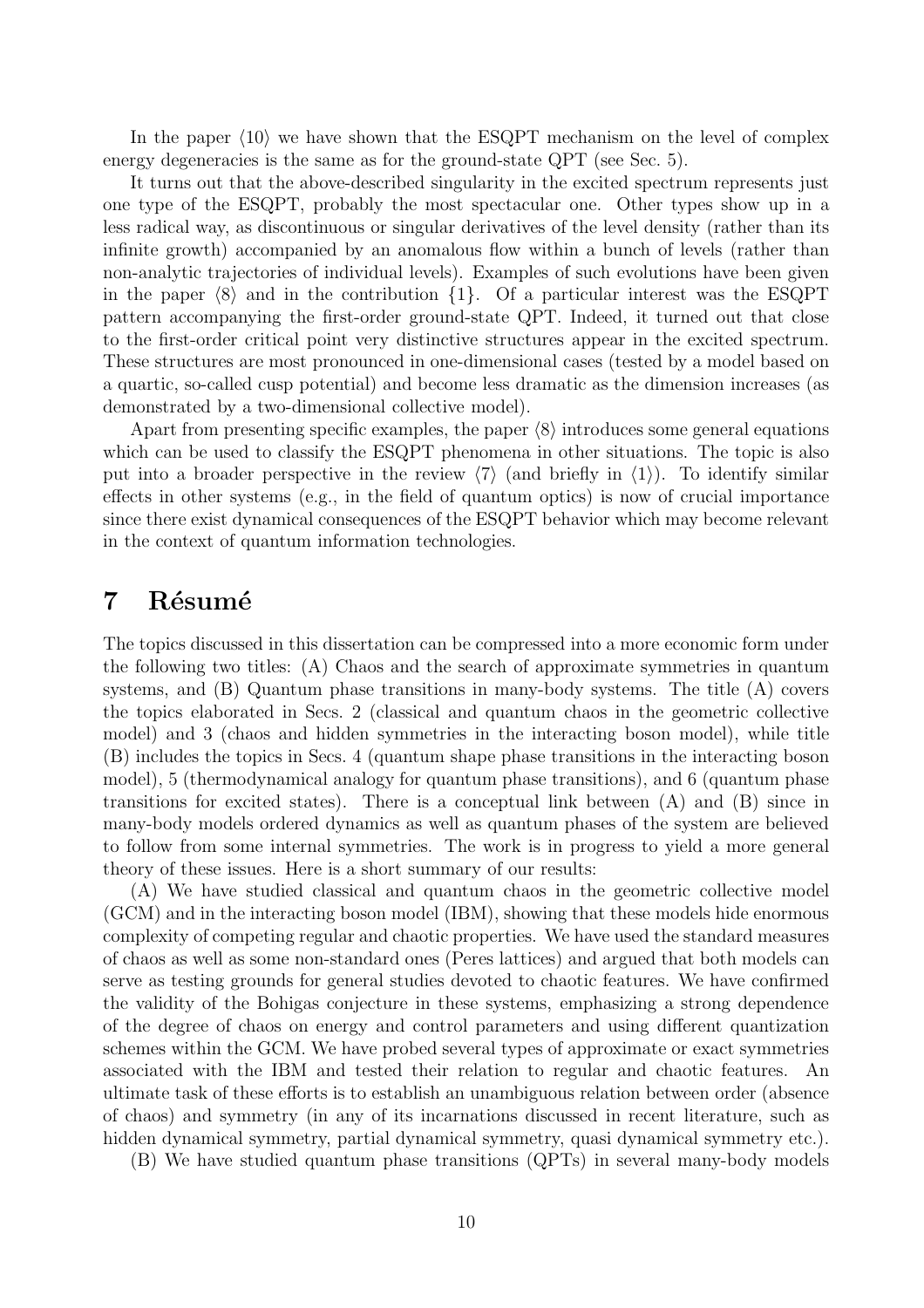In the paper ⟨10⟩ we have shown that the ESQPT mechanism on the level of complex energy degeneracies is the same as for the ground-state QPT (see Sec. 5).

It turns out that the above-described singularity in the excited spectrum represents just one type of the ESQPT, probably the most spectacular one. Other types show up in a less radical way, as discontinuous or singular derivatives of the level density (rather than its infinite growth) accompanied by an anomalous flow within a bunch of levels (rather than non-analytic trajectories of individual levels). Examples of such evolutions have been given in the paper ⟨8⟩ and in the contribution {1}. Of a particular interest was the ESQPT pattern accompanying the first-order ground-state QPT. Indeed, it turned out that close to the first-order critical point very distinctive structures appear in the excited spectrum. These structures are most pronounced in one-dimensional cases (tested by a model based on a quartic, so-called cusp potential) and become less dramatic as the dimension increases (as demonstrated by a two-dimensional collective model).

Apart from presenting specific examples, the paper ⟨8⟩ introduces some general equations which can be used to classify the ESQPT phenomena in other situations. The topic is also put into a broader perspective in the review ⟨7⟩ (and briefly in ⟨1⟩). To identify similar effects in other systems (e.g., in the field of quantum optics) is now of crucial importance since there exist dynamical consequences of the ESQPT behavior which may become relevant in the context of quantum information technologies.

# 7 Résumé

The topics discussed in this dissertation can be compressed into a more economic form under the following two titles: (A) Chaos and the search of approximate symmetries in quantum systems, and (B) Quantum phase transitions in many-body systems. The title (A) covers the topics elaborated in Secs. 2 (classical and quantum chaos in the geometric collective model) and 3 (chaos and hidden symmetries in the interacting boson model), while title (B) includes the topics in Secs. 4 (quantum shape phase transitions in the interacting boson model), 5 (thermodynamical analogy for quantum phase transitions), and 6 (quantum phase transitions for excited states). There is a conceptual link between (A) and (B) since in many-body models ordered dynamics as well as quantum phases of the system are believed to follow from some internal symmetries. The work is in progress to yield a more general theory of these issues. Here is a short summary of our results:

(A) We have studied classical and quantum chaos in the geometric collective model (GCM) and in the interacting boson model (IBM), showing that these models hide enormous complexity of competing regular and chaotic properties. We have used the standard measures of chaos as well as some non-standard ones (Peres lattices) and argued that both models can serve as testing grounds for general studies devoted to chaotic features. We have confirmed the validity of the Bohigas conjecture in these systems, emphasizing a strong dependence of the degree of chaos on energy and control parameters and using different quantization schemes within the GCM. We have probed several types of approximate or exact symmetries associated with the IBM and tested their relation to regular and chaotic features. An ultimate task of these efforts is to establish an unambiguous relation between order (absence of chaos) and symmetry (in any of its incarnations discussed in recent literature, such as hidden dynamical symmetry, partial dynamical symmetry, quasi dynamical symmetry etc.).

(B) We have studied quantum phase transitions (QPTs) in several many-body models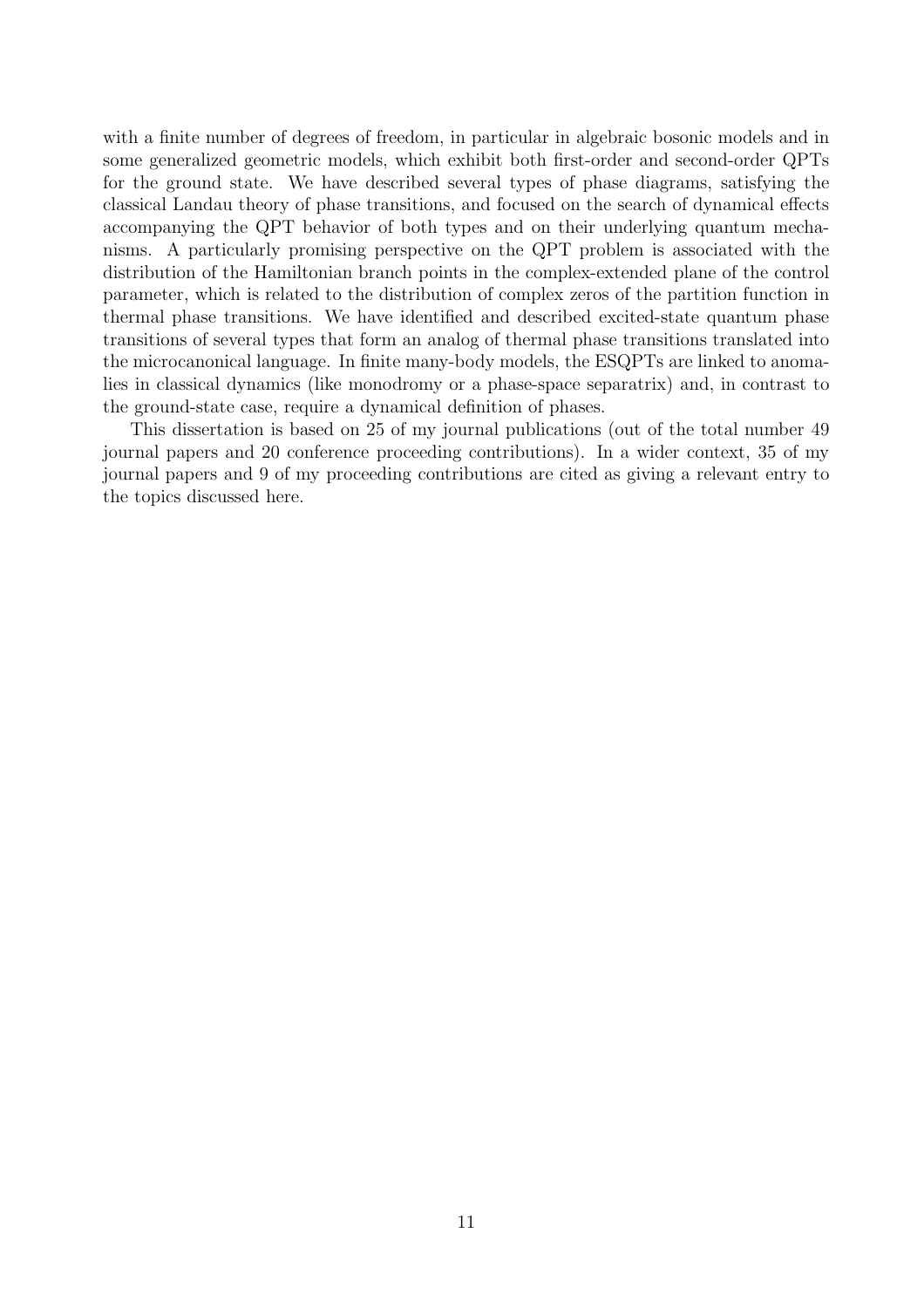with a finite number of degrees of freedom, in particular in algebraic bosonic models and in some generalized geometric models, which exhibit both first-order and second-order QPTs for the ground state. We have described several types of phase diagrams, satisfying the classical Landau theory of phase transitions, and focused on the search of dynamical effects accompanying the QPT behavior of both types and on their underlying quantum mechanisms. A particularly promising perspective on the QPT problem is associated with the distribution of the Hamiltonian branch points in the complex-extended plane of the control parameter, which is related to the distribution of complex zeros of the partition function in thermal phase transitions. We have identified and described excited-state quantum phase transitions of several types that form an analog of thermal phase transitions translated into the microcanonical language. In finite many-body models, the ESQPTs are linked to anomalies in classical dynamics (like monodromy or a phase-space separatrix) and, in contrast to the ground-state case, require a dynamical definition of phases.

This dissertation is based on 25 of my journal publications (out of the total number 49 journal papers and 20 conference proceeding contributions). In a wider context, 35 of my journal papers and 9 of my proceeding contributions are cited as giving a relevant entry to the topics discussed here.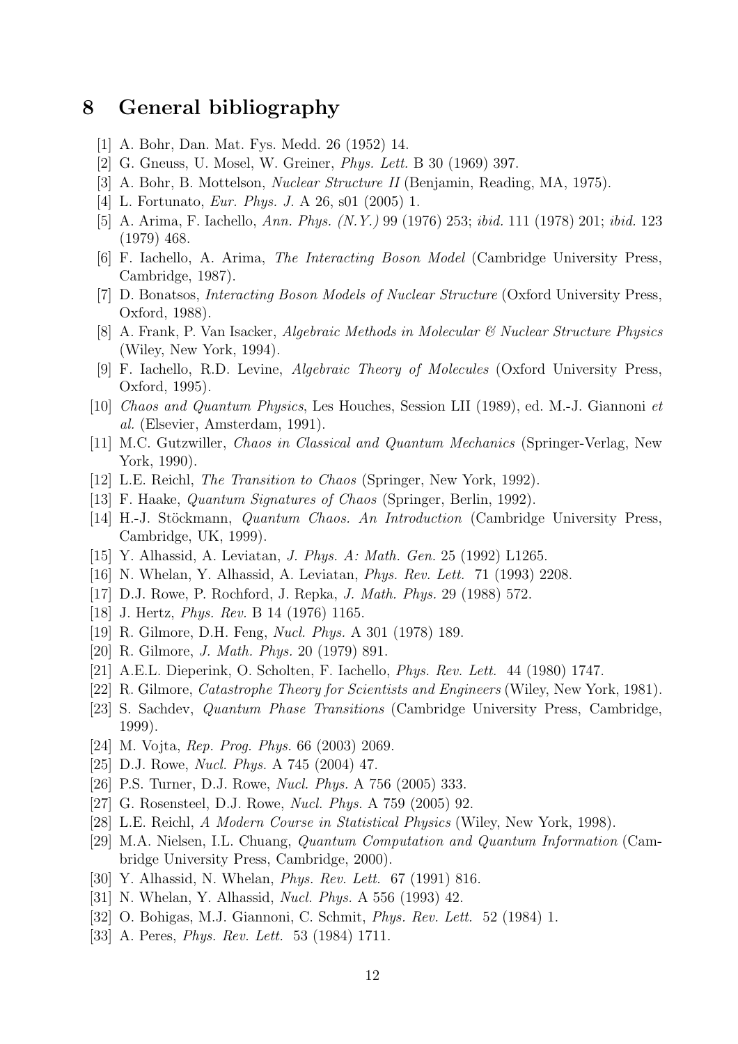# 8 General bibliography

[1] A. Bohr, Dan. Mat. Fys. Medd. 26 (1952) 14.

[2] G. Gneuss, U. Mosel, W. Greiner, *Phys. Lett.* B 30 (1969) 397.

[3] A. Bohr, B. Mottelson, *Nuclear Structure II* (Benjamin, Reading, MA, 1975).

[4] L. Fortunato, *Eur. Phys. J.* A 26, s01 (2005) 1.

[5] A. Arima, F. Iachello, *Ann. Phys. (N.Y.)* 99 (1976) 253; *ibid.* 111 (1978) 201; *ibid.* 123 (1979) 468.

[6] F. Iachello, A. Arima, *The Interacting Boson Model* (Cambridge University Press, Cambridge, 1987).

[7] D. Bonatsos, *Interacting Boson Models of Nuclear Structure* (Oxford University Press, Oxford, 1988).

[8] A. Frank, P. Van Isacker, *Algebraic Methods in Molecular & Nuclear Structure Physics* (Wiley, New York, 1994).

[9] F. Iachello, R.D. Levine, *Algebraic Theory of Molecules* (Oxford University Press, Oxford, 1995).

[10] *Chaos and Quantum Physics*, Les Houches, Session LII (1989), ed. M.-J. Giannoni *et al.* (Elsevier, Amsterdam, 1991).

[11] M.C. Gutzwiller, *Chaos in Classical and Quantum Mechanics* (Springer-Verlag, New York, 1990).

[12] L.E. Reichl, *The Transition to Chaos* (Springer, New York, 1992).

[13] F. Haake, *Quantum Signatures of Chaos* (Springer, Berlin, 1992).

[14] H.-J. Stöckmann, *Quantum Chaos. An Introduction* (Cambridge University Press, Cambridge, UK, 1999).

[15] Y. Alhassid, A. Leviatan, *J. Phys. A: Math. Gen.* 25 (1992) L1265.

[16] N. Whelan, Y. Alhassid, A. Leviatan, *Phys. Rev. Lett.* 71 (1993) 2208.

[17] D.J. Rowe, P. Rochford, J. Repka, *J. Math. Phys.* 29 (1988) 572.

[18] J. Hertz, *Phys. Rev.* B 14 (1976) 1165.

[19] R. Gilmore, D.H. Feng, *Nucl. Phys.* A 301 (1978) 189.

[20] R. Gilmore, *J. Math. Phys.* 20 (1979) 891.

[21] A.E.L. Dieperink, O. Scholten, F. Iachello, *Phys. Rev. Lett.* 44 (1980) 1747.

[22] R. Gilmore, *Catastrophe Theory for Scientists and Engineers* (Wiley, New York, 1981).

[23] S. Sachdev, *Quantum Phase Transitions* (Cambridge University Press, Cambridge, 1999).

[24] M. Vojta, *Rep. Prog. Phys.* 66 (2003) 2069.

[25] D.J. Rowe, *Nucl. Phys.* A 745 (2004) 47.

[26] P.S. Turner, D.J. Rowe, *Nucl. Phys.* A 756 (2005) 333.

[27] G. Rosensteel, D.J. Rowe, *Nucl. Phys.* A 759 (2005) 92.

[28] L.E. Reichl, *A Modern Course in Statistical Physics* (Wiley, New York, 1998).

[29] M.A. Nielsen, I.L. Chuang, *Quantum Computation and Quantum Information* (Cambridge University Press, Cambridge, 2000).

[30] Y. Alhassid, N. Whelan, *Phys. Rev. Lett.* 67 (1991) 816.

[31] N. Whelan, Y. Alhassid, *Nucl. Phys.* A 556 (1993) 42.

[32] O. Bohigas, M.J. Giannoni, C. Schmit, *Phys. Rev. Lett.* 52 (1984) 1.

[33] A. Peres, *Phys. Rev. Lett.* 53 (1984) 1711.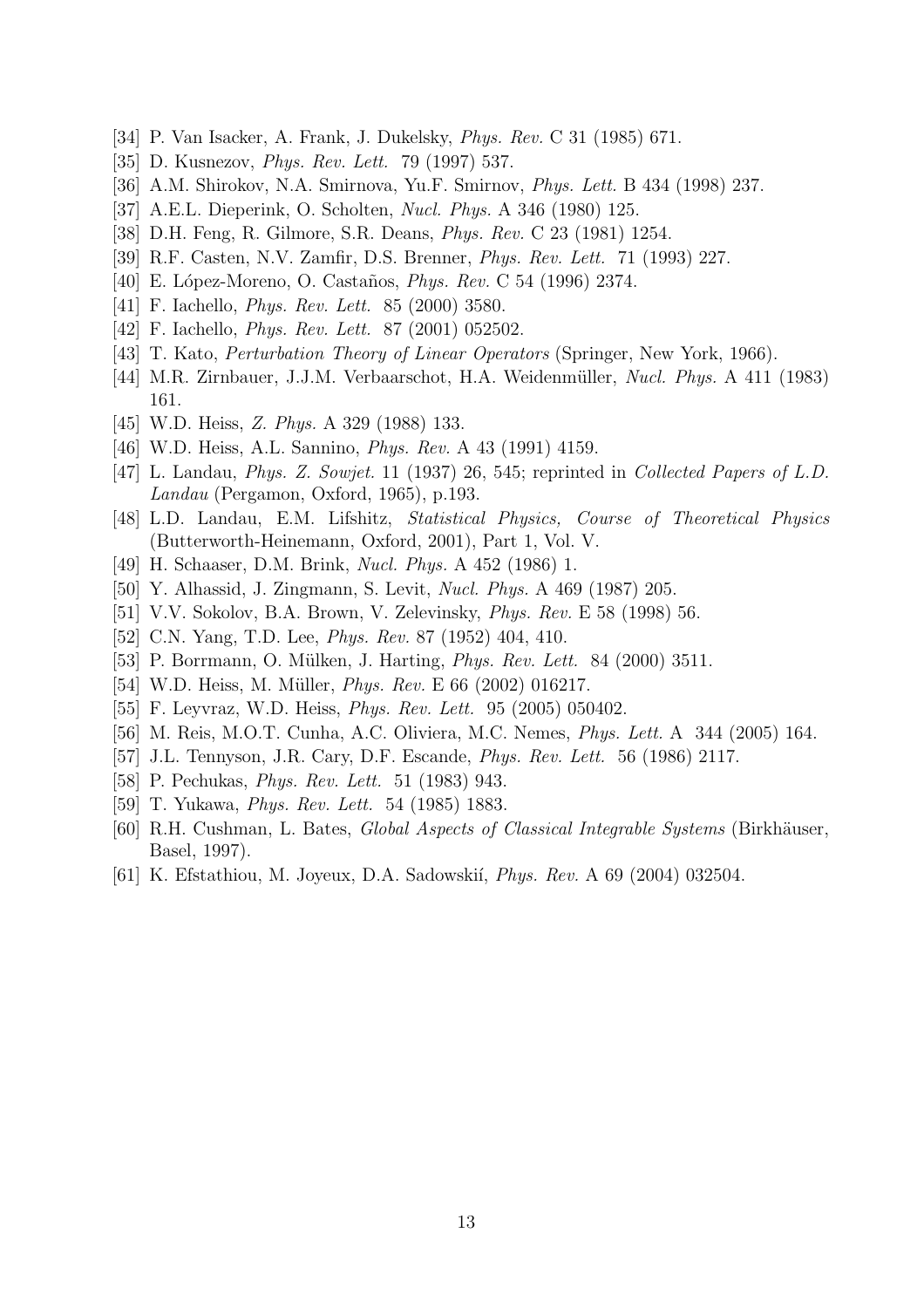[34] P. Van Isacker, A. Frank, J. Dukelsky, *Phys. Rev.* C 31 (1985) 671.

[35] D. Kusnezov, *Phys. Rev. Lett.* 79 (1997) 537.

[36] A.M. Shirokov, N.A. Smirnova, Yu.F. Smirnov, *Phys. Lett.* B 434 (1998) 237.

[37] A.E.L. Dieperink, O. Scholten, *Nucl. Phys.* A 346 (1980) 125.

[38] D.H. Feng, R. Gilmore, S.R. Deans, *Phys. Rev.* C 23 (1981) 1254.

[39] R.F. Casten, N.V. Zamfir, D.S. Brenner, *Phys. Rev. Lett.* 71 (1993) 227.

[40] E. López-Moreno, O. Castaños, *Phys. Rev.* C 54 (1996) 2374.

[41] F. Iachello, *Phys. Rev. Lett.* 85 (2000) 3580.

[42] F. Iachello, *Phys. Rev. Lett.* 87 (2001) 052502.

[43] T. Kato, *Perturbation Theory of Linear Operators* (Springer, New York, 1966).

[44] M.R. Zirnbauer, J.J.M. Verbaarschot, H.A. Weidenmüller, *Nucl. Phys.* A 411 (1983) 161.

[45] W.D. Heiss, *Z. Phys.* A 329 (1988) 133.

[46] W.D. Heiss, A.L. Sannino, *Phys. Rev.* A 43 (1991) 4159.

[47] L. Landau, *Phys. Z. Sowjet.* 11 (1937) 26, 545; reprinted in *Collected Papers of L.D. Landau* (Pergamon, Oxford, 1965), p.193.

[48] L.D. Landau, E.M. Lifshitz, *Statistical Physics, Course of Theoretical Physics* (Butterworth-Heinemann, Oxford, 2001), Part 1, Vol. V.

[49] H. Schaaser, D.M. Brink, *Nucl. Phys.* A 452 (1986) 1.

[50] Y. Alhassid, J. Zingmann, S. Levit, *Nucl. Phys.* A 469 (1987) 205.

[51] V.V. Sokolov, B.A. Brown, V. Zelevinsky, *Phys. Rev.* E 58 (1998) 56.

[52] C.N. Yang, T.D. Lee, *Phys. Rev.* 87 (1952) 404, 410.

[53] P. Borrmann, O. Mülken, J. Harting, *Phys. Rev. Lett.* 84 (2000) 3511.

[54] W.D. Heiss, M. Müller, *Phys. Rev.* E 66 (2002) 016217.

[55] F. Leyvraz, W.D. Heiss, *Phys. Rev. Lett.* 95 (2005) 050402.

[56] M. Reis, M.O.T. Cunha, A.C. Oliviera, M.C. Nemes, *Phys. Lett.* A 344 (2005) 164.

[57] J.L. Tennyson, J.R. Cary, D.F. Escande, *Phys. Rev. Lett.* 56 (1986) 2117.

[58] P. Pechukas, *Phys. Rev. Lett.* 51 (1983) 943.

[59] T. Yukawa, *Phys. Rev. Lett.* 54 (1985) 1883.

[60] R.H. Cushman, L. Bates, *Global Aspects of Classical Integrable Systems* (Birkhäuser, Basel, 1997).

[61] K. Efstathiou, M. Joyeux, D.A. Sadowskií, *Phys. Rev.* A 69 (2004) 032504.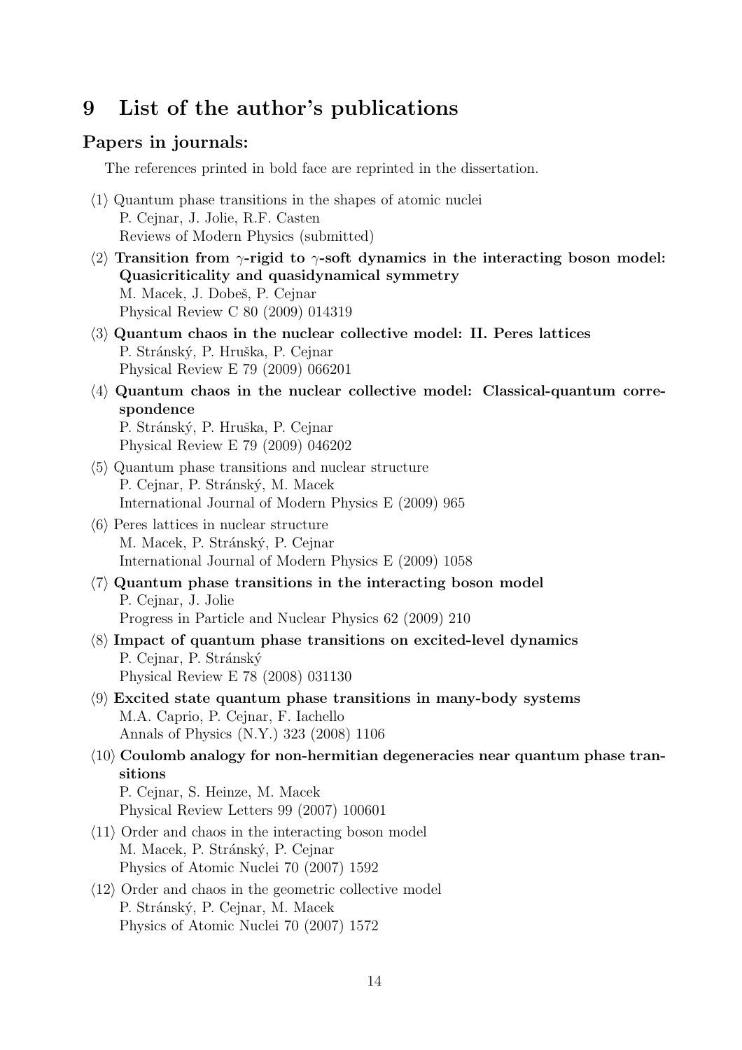# 9 List of the author's publications

## Papers in journals:

The references printed in bold face are reprinted in the dissertation.

⟨1⟩ Quantum phase transitions in the shapes of atomic nuclei
P. Cejnar, J. Jolie, R.F. Casten
Reviews of Modern Physics (submitted)

⟨2⟩ **Transition from $\gamma$-rigid to $\gamma$-soft dynamics in the interacting boson model: Quasicriticality and quasidynamical symmetry**
M. Macek, J. Dobeš, P. Cejnar
Physical Review C 80 (2009) 014319

⟨3⟩ **Quantum chaos in the nuclear collective model: II. Peres lattices**
P. Stránský, P. Hruška, P. Cejnar
Physical Review E 79 (2009) 066201

⟨4⟩ **Quantum chaos in the nuclear collective model: Classical-quantum correspondence**
P. Stránský, P. Hruška, P. Cejnar
Physical Review E 79 (2009) 046202

⟨5⟩ Quantum phase transitions and nuclear structure
P. Cejnar, P. Stránský, M. Macek
International Journal of Modern Physics E (2009) 965

⟨6⟩ Peres lattices in nuclear structure
M. Macek, P. Stránský, P. Cejnar
International Journal of Modern Physics E (2009) 1058

⟨7⟩ **Quantum phase transitions in the interacting boson model**
P. Cejnar, J. Jolie
Progress in Particle and Nuclear Physics 62 (2009) 210

⟨8⟩ **Impact of quantum phase transitions on excited-level dynamics**
P. Cejnar, P. Stránský
Physical Review E 78 (2008) 031130

⟨9⟩ **Excited state quantum phase transitions in many-body systems**
M.A. Caprio, P. Cejnar, F. Iachello
Annals of Physics (N.Y.) 323 (2008) 1106

⟨10⟩ **Coulomb analogy for non-hermitian degeneracies near quantum phase transitions**
P. Cejnar, S. Heinze, M. Macek
Physical Review Letters 99 (2007) 100601

⟨11⟩ Order and chaos in the interacting boson model
M. Macek, P. Stránský, P. Cejnar
Physics of Atomic Nuclei 70 (2007) 1592

⟨12⟩ Order and chaos in the geometric collective model
P. Stránský, P. Cejnar, M. Macek
Physics of Atomic Nuclei 70 (2007) 1572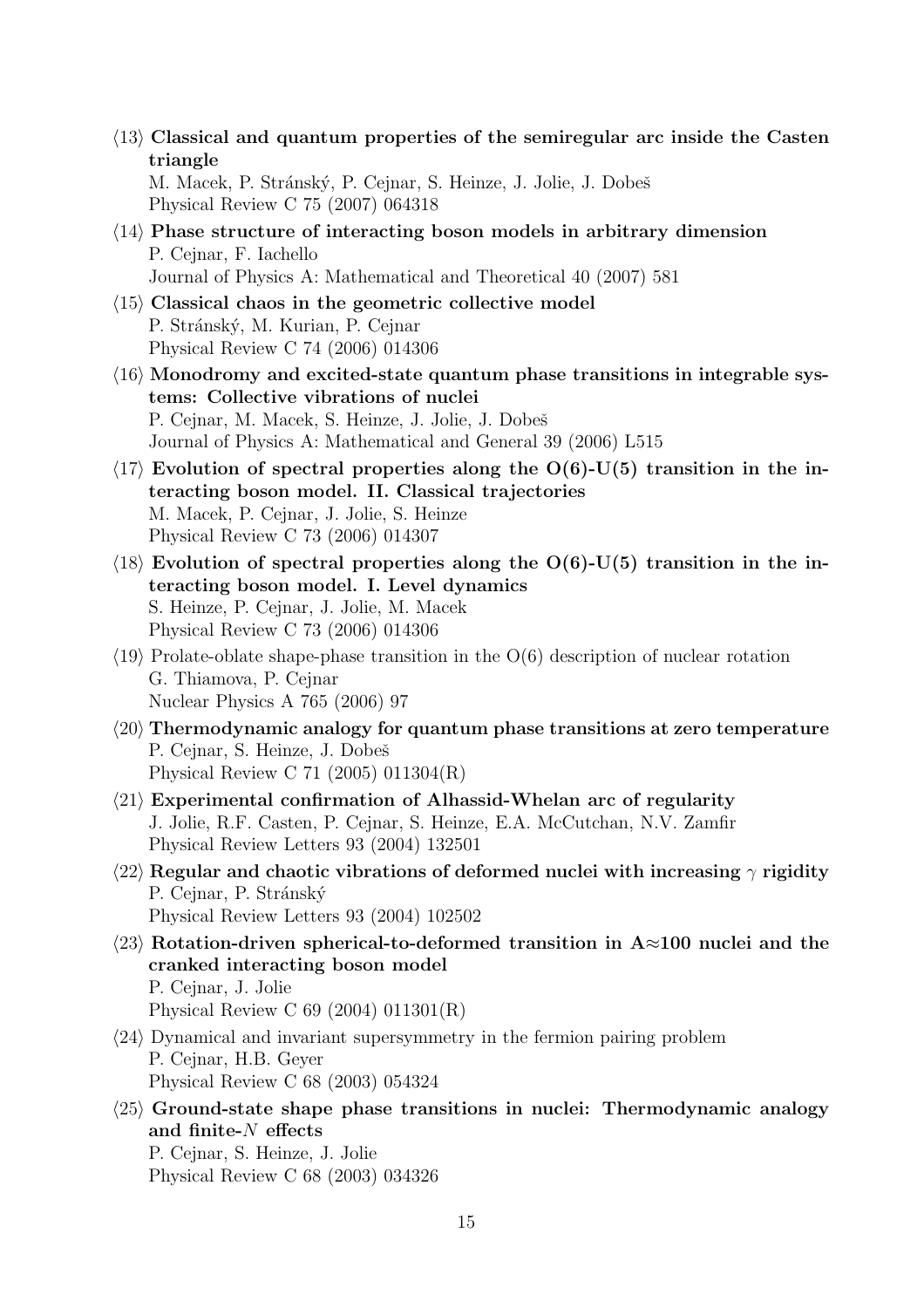⟨13⟩ **Classical and quantum properties of the semiregular arc inside the Casten triangle**
M. Macek, P. Stránský, P. Cejnar, S. Heinze, J. Jolie, J. Dobeš
Physical Review C 75 (2007) 064318

⟨14⟩ **Phase structure of interacting boson models in arbitrary dimension**
P. Cejnar, F. Iachello
Journal of Physics A: Mathematical and Theoretical 40 (2007) 581

⟨15⟩ **Classical chaos in the geometric collective model**
P. Stránský, M. Kurian, P. Cejnar
Physical Review C 74 (2006) 014306

⟨16⟩ **Monodromy and excited-state quantum phase transitions in integrable systems: Collective vibrations of nuclei**
P. Cejnar, M. Macek, S. Heinze, J. Jolie, J. Dobeš
Journal of Physics A: Mathematical and General 39 (2006) L515

⟨17⟩ **Evolution of spectral properties along the O(6)-U(5) transition in the interacting boson model. II. Classical trajectories**
M. Macek, P. Cejnar, J. Jolie, S. Heinze
Physical Review C 73 (2006) 014307

⟨18⟩ **Evolution of spectral properties along the O(6)-U(5) transition in the interacting boson model. I. Level dynamics**
S. Heinze, P. Cejnar, J. Jolie, M. Macek
Physical Review C 73 (2006) 014306

⟨19⟩ Prolate-oblate shape-phase transition in the O(6) description of nuclear rotation
G. Thiamova, P. Cejnar
Nuclear Physics A 765 (2006) 97

⟨20⟩ **Thermodynamic analogy for quantum phase transitions at zero temperature**
P. Cejnar, S. Heinze, J. Dobeš
Physical Review C 71 (2005) 011304(R)

⟨21⟩ **Experimental confirmation of Alhassid-Whelan arc of regularity**
J. Jolie, R.F. Casten, P. Cejnar, S. Heinze, E.A. McCutchan, N.V. Zamfir
Physical Review Letters 93 (2004) 132501

⟨22⟩ **Regular and chaotic vibrations of deformed nuclei with increasing $\gamma$ rigidity**
P. Cejnar, P. Stránský
Physical Review Letters 93 (2004) 102502

⟨23⟩ **Rotation-driven spherical-to-deformed transition in A≈100 nuclei and the cranked interacting boson model**
P. Cejnar, J. Jolie
Physical Review C 69 (2004) 011301(R)

⟨24⟩ Dynamical and invariant supersymmetry in the fermion pairing problem
P. Cejnar, H.B. Geyer
Physical Review C 68 (2003) 054324

⟨25⟩ **Ground-state shape phase transitions in nuclei: Thermodynamic analogy and finite-$N$ effects**
P. Cejnar, S. Heinze, J. Jolie
Physical Review C 68 (2003) 034326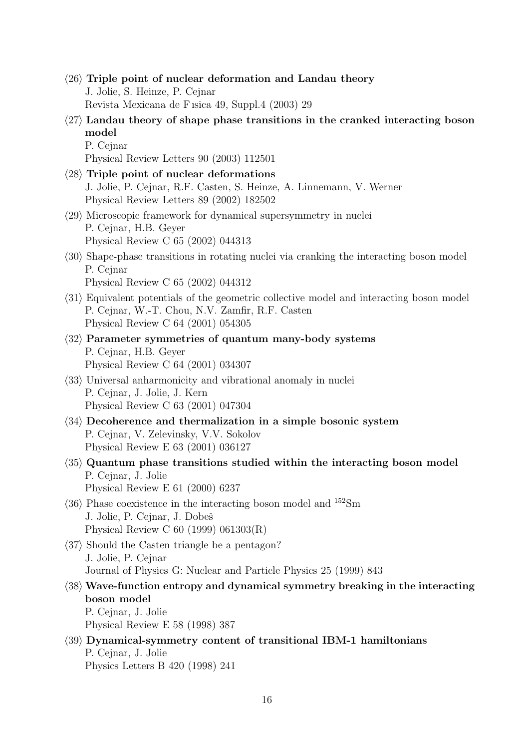⟨26⟩ **Triple point of nuclear deformation and Landau theory**
J. Jolie, S. Heinze, P. Cejnar
Revista Mexicana de Fısica 49, Suppl.4 (2003) 29

⟨27⟩ **Landau theory of shape phase transitions in the cranked interacting boson model**
P. Cejnar
Physical Review Letters 90 (2003) 112501

⟨28⟩ **Triple point of nuclear deformations**
J. Jolie, P. Cejnar, R.F. Casten, S. Heinze, A. Linnemann, V. Werner
Physical Review Letters 89 (2002) 182502

⟨29⟩ Microscopic framework for dynamical supersymmetry in nuclei
P. Cejnar, H.B. Geyer
Physical Review C 65 (2002) 044313

⟨30⟩ Shape-phase transitions in rotating nuclei via cranking the interacting boson model
P. Cejnar
Physical Review C 65 (2002) 044312

⟨31⟩ Equivalent potentials of the geometric collective model and interacting boson model
P. Cejnar, W.-T. Chou, N.V. Zamfir, R.F. Casten
Physical Review C 64 (2001) 054305

⟨32⟩ **Parameter symmetries of quantum many-body systems**
P. Cejnar, H.B. Geyer
Physical Review C 64 (2001) 034307

⟨33⟩ Universal anharmonicity and vibrational anomaly in nuclei
P. Cejnar, J. Jolie, J. Kern
Physical Review C 63 (2001) 047304

⟨34⟩ **Decoherence and thermalization in a simple bosonic system**
P. Cejnar, V. Zelevinsky, V.V. Sokolov
Physical Review E 63 (2001) 036127

⟨35⟩ **Quantum phase transitions studied within the interacting boson model**
P. Cejnar, J. Jolie
Physical Review E 61 (2000) 6237

⟨36⟩ Phase coexistence in the interacting boson model and $^{152}$Sm
J. Jolie, P. Cejnar, J. Dobeš
Physical Review C 60 (1999) 061303(R)

⟨37⟩ Should the Casten triangle be a pentagon?
J. Jolie, P. Cejnar
Journal of Physics G: Nuclear and Particle Physics 25 (1999) 843

⟨38⟩ **Wave-function entropy and dynamical symmetry breaking in the interacting boson model**
P. Cejnar, J. Jolie
Physical Review E 58 (1998) 387

⟨39⟩ **Dynamical-symmetry content of transitional IBM-1 hamiltonians**
P. Cejnar, J. Jolie
Physics Letters B 420 (1998) 241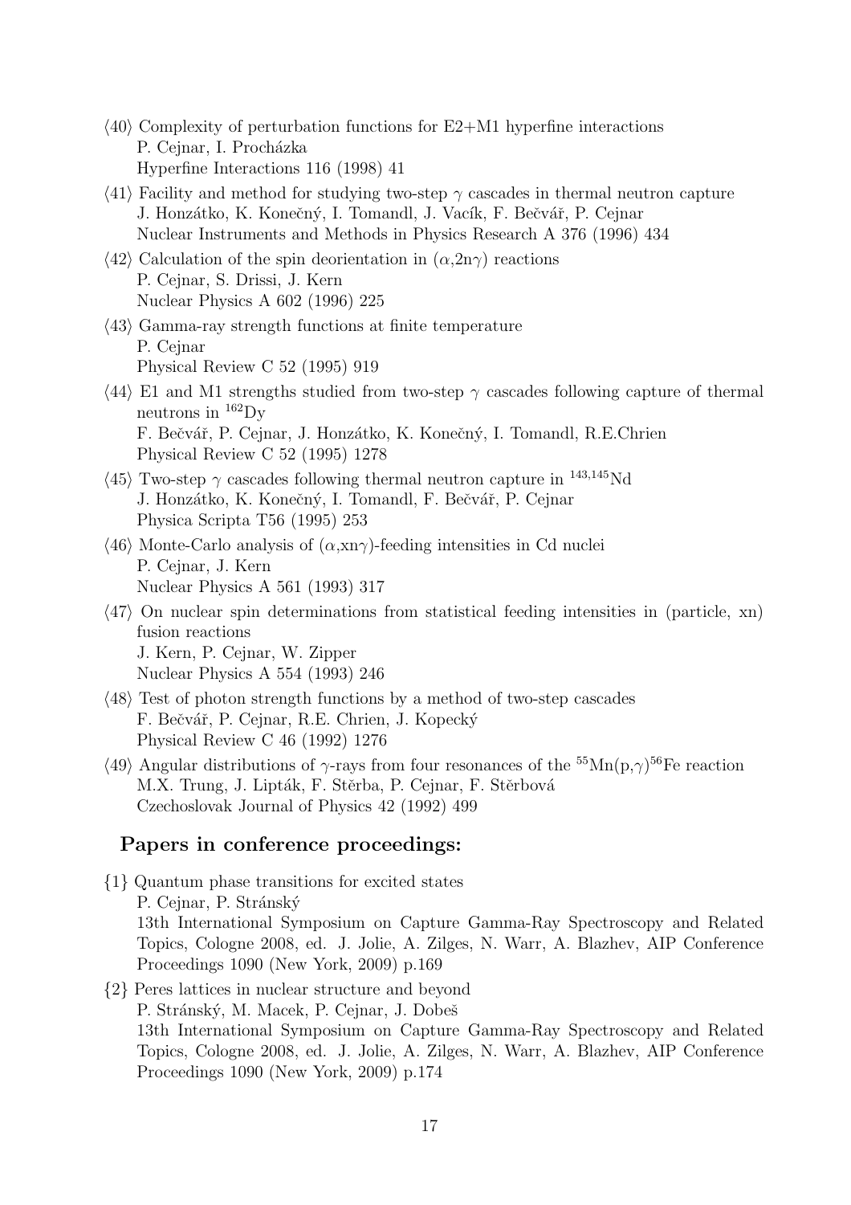⟨40⟩ Complexity of perturbation functions for E2+M1 hyperfine interactions
P. Cejnar, I. Procházka
Hyperfine Interactions 116 (1998) 41

⟨41⟩ Facility and method for studying two-step $\gamma$ cascades in thermal neutron capture
J. Honzátko, K. Konečný, I. Tomandl, J. Vacík, F. Bečvář, P. Cejnar
Nuclear Instruments and Methods in Physics Research A 376 (1996) 434

⟨42⟩ Calculation of the spin deorientation in ($\alpha$,2n$\gamma$) reactions
P. Cejnar, S. Drissi, J. Kern
Nuclear Physics A 602 (1996) 225

⟨43⟩ Gamma-ray strength functions at finite temperature
P. Cejnar
Physical Review C 52 (1995) 919

⟨44⟩ E1 and M1 strengths studied from two-step $\gamma$ cascades following capture of thermal neutrons in $^{162}$Dy
F. Bečvář, P. Cejnar, J. Honzátko, K. Konečný, I. Tomandl, R.E.Chrien
Physical Review C 52 (1995) 1278

⟨45⟩ Two-step $\gamma$ cascades following thermal neutron capture in $^{143,145}$Nd
J. Honzátko, K. Konečný, I. Tomandl, F. Bečvář, P. Cejnar
Physica Scripta T56 (1995) 253

⟨46⟩ Monte-Carlo analysis of ($\alpha$,xn$\gamma$)-feeding intensities in Cd nuclei
P. Cejnar, J. Kern
Nuclear Physics A 561 (1993) 317

⟨47⟩ On nuclear spin determinations from statistical feeding intensities in (particle, xn) fusion reactions
J. Kern, P. Cejnar, W. Zipper
Nuclear Physics A 554 (1993) 246

⟨48⟩ Test of photon strength functions by a method of two-step cascades
F. Bečvář, P. Cejnar, R.E. Chrien, J. Kopecký
Physical Review C 46 (1992) 1276

⟨49⟩ Angular distributions of $\gamma$-rays from four resonances of the $^{55}$Mn(p,$\gamma$)$^{56}$Fe reaction
M.X. Trung, J. Lipták, F. Stěrba, P. Cejnar, F. Stěrbová
Czechoslovak Journal of Physics 42 (1992) 499

## Papers in conference proceedings:

{1} Quantum phase transitions for excited states
P. Cejnar, P. Stránský
13th International Symposium on Capture Gamma-Ray Spectroscopy and Related Topics, Cologne 2008, ed. J. Jolie, A. Zilges, N. Warr, A. Blazhev, AIP Conference Proceedings 1090 (New York, 2009) p.169

{2} Peres lattices in nuclear structure and beyond
P. Stránský, M. Macek, P. Cejnar, J. Dobeš
13th International Symposium on Capture Gamma-Ray Spectroscopy and Related Topics, Cologne 2008, ed. J. Jolie, A. Zilges, N. Warr, A. Blazhev, AIP Conference Proceedings 1090 (New York, 2009) p.174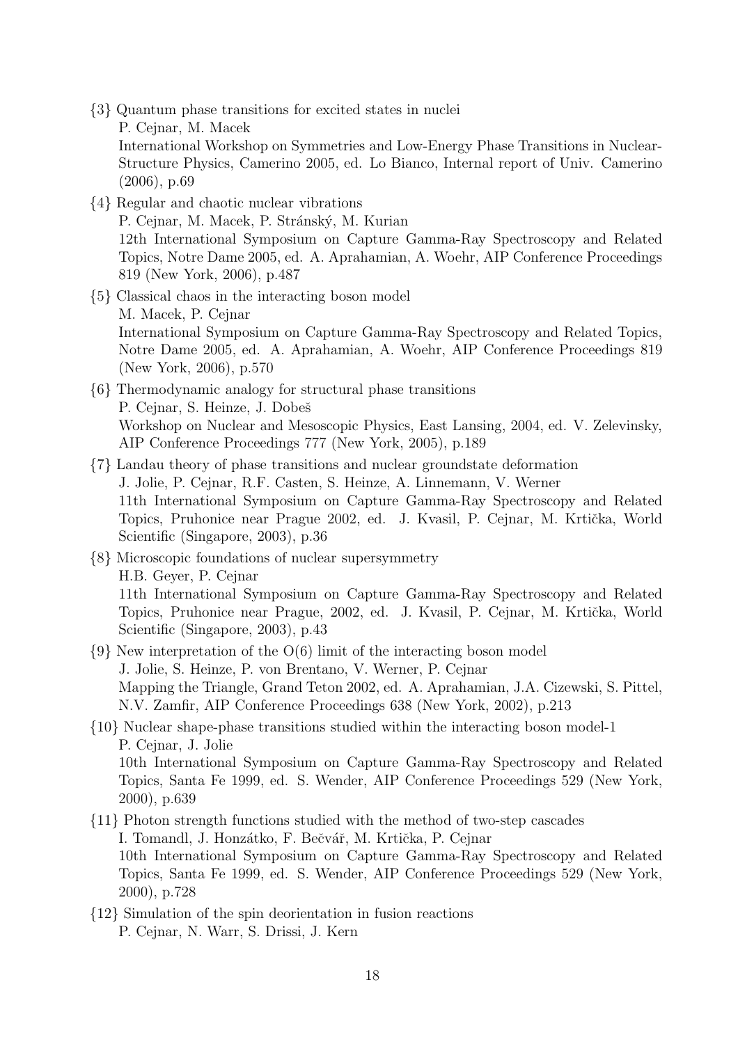{3} Quantum phase transitions for excited states in nuclei
P. Cejnar, M. Macek
International Workshop on Symmetries and Low-Energy Phase Transitions in Nuclear-Structure Physics, Camerino 2005, ed. Lo Bianco, Internal report of Univ. Camerino (2006), p.69

{4} Regular and chaotic nuclear vibrations
P. Cejnar, M. Macek, P. Stránský, M. Kurian
12th International Symposium on Capture Gamma-Ray Spectroscopy and Related Topics, Notre Dame 2005, ed. A. Aprahamian, A. Woehr, AIP Conference Proceedings 819 (New York, 2006), p.487

{5} Classical chaos in the interacting boson model
M. Macek, P. Cejnar
International Symposium on Capture Gamma-Ray Spectroscopy and Related Topics, Notre Dame 2005, ed. A. Aprahamian, A. Woehr, AIP Conference Proceedings 819 (New York, 2006), p.570

{6} Thermodynamic analogy for structural phase transitions
P. Cejnar, S. Heinze, J. Dobeš
Workshop on Nuclear and Mesoscopic Physics, East Lansing, 2004, ed. V. Zelevinsky, AIP Conference Proceedings 777 (New York, 2005), p.189

{7} Landau theory of phase transitions and nuclear groundstate deformation
J. Jolie, P. Cejnar, R.F. Casten, S. Heinze, A. Linnemann, V. Werner
11th International Symposium on Capture Gamma-Ray Spectroscopy and Related Topics, Pruhonice near Prague 2002, ed. J. Kvasil, P. Cejnar, M. Krtička, World Scientific (Singapore, 2003), p.36

{8} Microscopic foundations of nuclear supersymmetry
H.B. Geyer, P. Cejnar
11th International Symposium on Capture Gamma-Ray Spectroscopy and Related Topics, Pruhonice near Prague, 2002, ed. J. Kvasil, P. Cejnar, M. Krtička, World Scientific (Singapore, 2003), p.43

{9} New interpretation of the O(6) limit of the interacting boson model
J. Jolie, S. Heinze, P. von Brentano, V. Werner, P. Cejnar
Mapping the Triangle, Grand Teton 2002, ed. A. Aprahamian, J.A. Cizewski, S. Pittel, N.V. Zamfir, AIP Conference Proceedings 638 (New York, 2002), p.213

{10} Nuclear shape-phase transitions studied within the interacting boson model-1
P. Cejnar, J. Jolie
10th International Symposium on Capture Gamma-Ray Spectroscopy and Related Topics, Santa Fe 1999, ed. S. Wender, AIP Conference Proceedings 529 (New York, 2000), p.639

{11} Photon strength functions studied with the method of two-step cascades
I. Tomandl, J. Honzátko, F. Bečvář, M. Krtička, P. Cejnar
10th International Symposium on Capture Gamma-Ray Spectroscopy and Related Topics, Santa Fe 1999, ed. S. Wender, AIP Conference Proceedings 529 (New York, 2000), p.728

{12} Simulation of the spin deorientation in fusion reactions
P. Cejnar, N. Warr, S. Drissi, J. Kern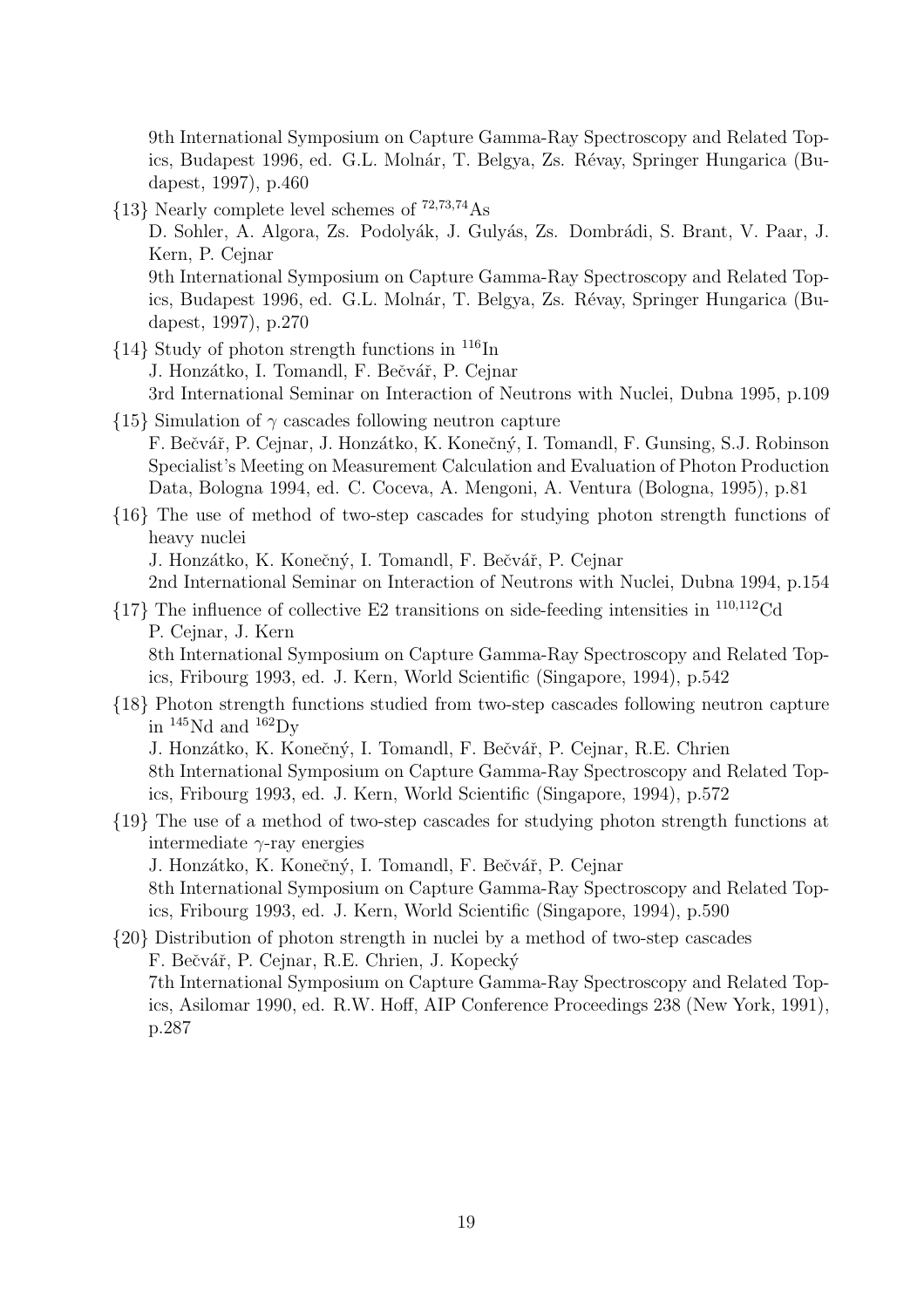9th International Symposium on Capture Gamma-Ray Spectroscopy and Related Topics, Budapest 1996, ed. G.L. Molnár, T. Belgya, Zs. Révay, Springer Hungarica (Budapest, 1997), p.460

{13} Nearly complete level schemes of $^{72,73,74}$As
D. Sohler, A. Algora, Zs. Podolyák, J. Gulyás, Zs. Dombrádi, S. Brant, V. Paar, J. Kern, P. Cejnar
9th International Symposium on Capture Gamma-Ray Spectroscopy and Related Topics, Budapest 1996, ed. G.L. Molnár, T. Belgya, Zs. Révay, Springer Hungarica (Budapest, 1997), p.270

{14} Study of photon strength functions in $^{116}$In
J. Honzátko, I. Tomandl, F. Bečvář, P. Cejnar
3rd International Seminar on Interaction of Neutrons with Nuclei, Dubna 1995, p.109

{15} Simulation of $\gamma$ cascades following neutron capture
F. Bečvář, P. Cejnar, J. Honzátko, K. Konečný, I. Tomandl, F. Gunsing, S.J. Robinson
Specialist's Meeting on Measurement Calculation and Evaluation of Photon Production Data, Bologna 1994, ed. C. Coceva, A. Mengoni, A. Ventura (Bologna, 1995), p.81

{16} The use of method of two-step cascades for studying photon strength functions of heavy nuclei
J. Honzátko, K. Konečný, I. Tomandl, F. Bečvář, P. Cejnar
2nd International Seminar on Interaction of Neutrons with Nuclei, Dubna 1994, p.154

{17} The influence of collective E2 transitions on side-feeding intensities in $^{110,112}$Cd
P. Cejnar, J. Kern
8th International Symposium on Capture Gamma-Ray Spectroscopy and Related Topics, Fribourg 1993, ed. J. Kern, World Scientific (Singapore, 1994), p.542

{18} Photon strength functions studied from two-step cascades following neutron capture in $^{145}$Nd and $^{162}$Dy
J. Honzátko, K. Konečný, I. Tomandl, F. Bečvář, P. Cejnar, R.E. Chrien
8th International Symposium on Capture Gamma-Ray Spectroscopy and Related Topics, Fribourg 1993, ed. J. Kern, World Scientific (Singapore, 1994), p.572

{19} The use of a method of two-step cascades for studying photon strength functions at intermediate $\gamma$-ray energies
J. Honzátko, K. Konečný, I. Tomandl, F. Bečvář, P. Cejnar
8th International Symposium on Capture Gamma-Ray Spectroscopy and Related Topics, Fribourg 1993, ed. J. Kern, World Scientific (Singapore, 1994), p.590

{20} Distribution of photon strength in nuclei by a method of two-step cascades
F. Bečvář, P. Cejnar, R.E. Chrien, J. Kopecký
7th International Symposium on Capture Gamma-Ray Spectroscopy and Related Topics, Asilomar 1990, ed. R.W. Hoff, AIP Conference Proceedings 238 (New York, 1991), p.287